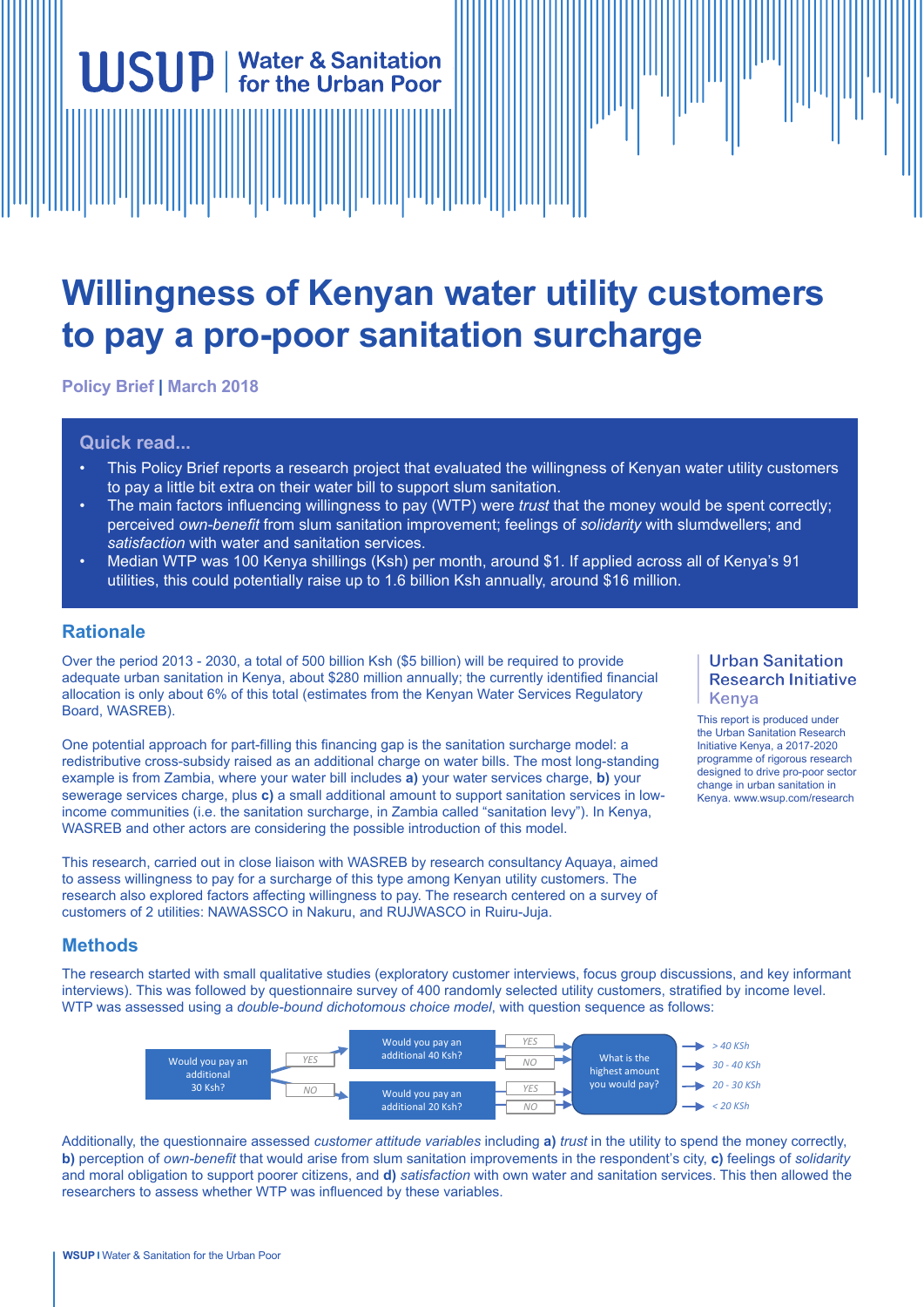WSUP | Water & Sanitation for the Urban Poor

# Willingness of Kenyan water utility customers to pay a pro-poor sanitation surcharge

**Policy Brief | March 2018**

## Quick read...

- This Policy Brief reports a research project that evaluated the willingness of Kenyan water utility customers to pay a little bit extra on their water bill to support slum sanitation.
- The main factors influencing willingness to pay (WTP) were *trust* that the money would be spent correctly; perceived *own-benefit* from slum sanitation improvement; feelings of *solidarity* with slumdwellers; and *satisfaction* with water and sanitation services.
- Median WTP was 100 Kenya shillings (Ksh) per month, around $1. If applied across all of Kenya's 91 utilities, this could potentially raise up to 1.6 billion Ksh annually, around $16 million.

## Rationale

Over the period 2013 - 2030, a total of 500 billion Ksh ($5 billion) will be required to provide adequate urban sanitation in Kenya, about $280 million annually; the currently identified financial allocation is only about 6% of this total (estimates from the Kenyan Water Services Regulatory Board, WASREB).

One potential approach for part-filling this financing gap is the sanitation surcharge model: a redistributive cross-subsidy raised as an additional charge on water bills. The most long-standing example is from Zambia, where your water bill includes **a)** your water services charge, **b)** your sewerage services charge, plus **c)** a small additional amount to support sanitation services in low-income communities (i.e. the sanitation surcharge, in Zambia called "sanitation levy"). In Kenya, WASREB and other actors are considering the possible introduction of this model.

This research, carried out in close liaison with WASREB by research consultancy Aquaya, aimed to assess willingness to pay for a surcharge of this type among Kenyan utility customers. The research also explored factors affecting willingness to pay. The research centered on a survey of customers of 2 utilities: NAWASSCO in Nakuru, and RUJWASCO in Ruiru-Juja.

**Urban Sanitation Research Initiative Kenya**

This report is produced under the Urban Sanitation Research Initiative Kenya, a 2017-2020 programme of rigorous research designed to drive pro-poor sector change in urban sanitation in Kenya. www.wsup.com/research

## Methods

The research started with small qualitative studies (exploratory customer interviews, focus group discussions, and key informant interviews). This was followed by questionnaire survey of 400 randomly selected utility customers, stratified by income level. WTP was assessed using a *double-bound dichotomous choice model*, with question sequence as follows:

- Would you pay an additional 30 Ksh?
  - YES → Would you pay an additional 40 Ksh?
    - YES / NO → What is the highest amount you would pay?
  - NO → Would you pay an additional 20 Ksh?
    - YES / NO → What is the highest amount you would pay?
- Outcomes: > 40 KSh; 30 - 40 KSh; 20 - 30 KSh; < 20 KSh

Additionally, the questionnaire assessed *customer attitude variables* including **a)** *trust* in the utility to spend the money correctly, **b)** perception of *own-benefit* that would arise from slum sanitation improvements in the respondent's city, **c)** feelings of *solidarity* and moral obligation to support poorer citizens, and **d)** *satisfaction* with own water and sanitation services. This then allowed the researchers to assess whether WTP was influenced by these variables.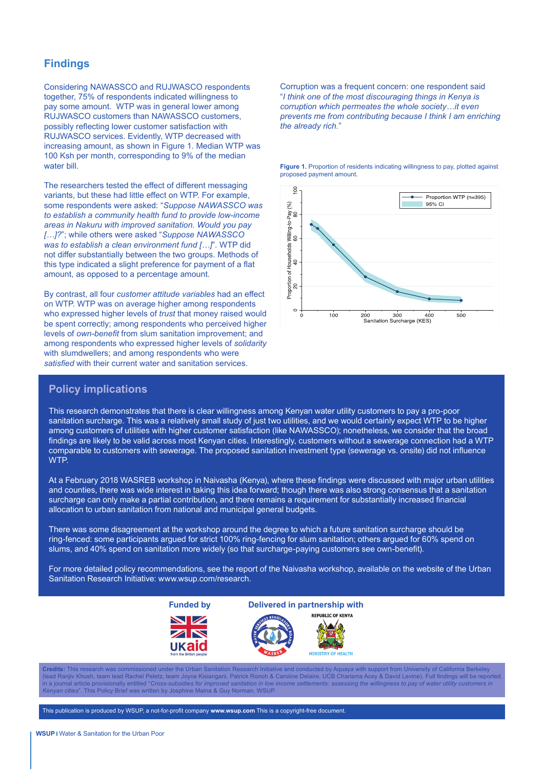## Findings

Considering NAWASSCO and RUJWASCO respondents together, 75% of respondents indicated willingness to pay some amount. WTP was in general lower among RUJWASCO customers than NAWASSCO customers, possibly reflecting lower customer satisfaction with RUJWASCO services. Evidently, WTP decreased with increasing amount, as shown in Figure 1. Median WTP was 100 Ksh per month, corresponding to 9% of the median water bill.

The researchers tested the effect of different messaging variants, but these had little effect on WTP. For example, some respondents were asked: "*Suppose NAWASSCO was to establish a community health fund to provide low-income areas in Nakuru with improved sanitation. Would you pay […]?*"; while others were asked "*Suppose NAWASSCO was to establish a clean environment fund […]*". WTP did not differ substantially between the two groups. Methods of this type indicated a slight preference for payment of a flat amount, as opposed to a percentage amount.

By contrast, all four *customer attitude variables* had an effect on WTP. WTP was on average higher among respondents who expressed higher levels of *trust* that money raised would be spent correctly; among respondents who perceived higher levels of *own-benefit* from slum sanitation improvement; and among respondents who expressed higher levels of *solidarity* with slumdwellers; and among respondents who were *satisfied* with their current water and sanitation services.

Corruption was a frequent concern: one respondent said "*I think one of the most discouraging things in Kenya is corruption which permeates the whole society…it even prevents me from contributing because I think I am enriching the already rich.*"

**Figure 1.** Proportion of residents indicating willingness to pay, plotted against proposed payment amount.

Proportion WTP (n=395)
95% CI
Proportion of Households Willing-to-Pay (%)
0
20
40
60
80
100
0
100
200
300
400
500
Sanitation Surcharge (KES)

## Policy implications

This research demonstrates that there is clear willingness among Kenyan water utility customers to pay a pro-poor sanitation surcharge. This was a relatively small study of just two utilities, and we would certainly expect WTP to be higher among customers of utilities with higher customer satisfaction (like NAWASSCO); nonetheless, we consider that the broad findings are likely to be valid across most Kenyan cities. Interestingly, customers without a sewerage connection had a WTP comparable to customers with sewerage. The proposed sanitation investment type (sewerage vs. onsite) did not influence WTP.

At a February 2018 WASREB workshop in Naivasha (Kenya), where these findings were discussed with major urban utilities and counties, there was wide interest in taking this idea forward; though there was also strong consensus that a sanitation surcharge can only make a partial contribution, and there remains a requirement for substantially increased financial allocation to urban sanitation from national and municipal general budgets.

There was some disagreement at the workshop around the degree to which a future sanitation surcharge should be ring-fenced: some participants argued for strict 100% ring-fencing for slum sanitation; others argued for 60% spend on slums, and 40% spend on sanitation more widely (so that surcharge-paying customers see own-benefit).

For more detailed policy recommendations, see the report of the Naivasha workshop, available on the website of the Urban Sanitation Research Initiative: www.wsup.com/research.

**Funded by**

UKaid from the British people

**Delivered in partnership with**

WASREB – Water Services Regulatory Board

REPUBLIC OF KENYA – MINISTRY OF HEALTH

**Credits:** This research was commissioned under the Urban Sanitation Research Initiative and conducted by Aquaya with support from University of California Berkeley (lead Ranjiv Khush, team lead Rachel Peletz, team Joyce Kisiangani, Patrick Ronoh & Caroline Delaire, UCB Charisma Acey & David Levine). Full findings will be reported in a journal article provisionally entitled "*Cross-subsidies for improved sanitation in low income settlements: assessing the willingness to pay of water utility customers in Kenyan cities*". This Policy Brief was written by Josphine Maina & Guy Norman, WSUP.

This publication is produced by WSUP, a not-for-profit company **www.wsup.com** This is a copyright-free document.